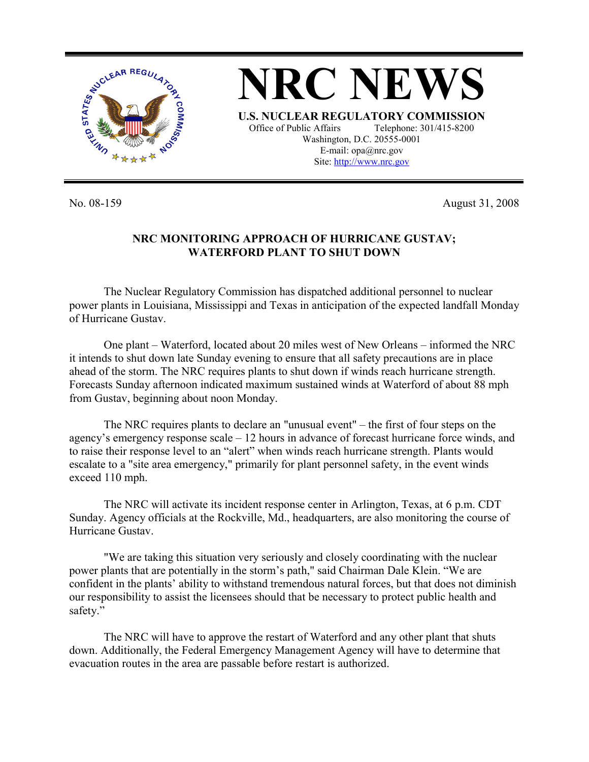# NRC NEWS

**U.S. NUCLEAR REGULATORY COMMISSION**

Office of Public Affairs Telephone: 301/415-8200
Washington, D.C. 20555-0001
E-mail: opa@nrc.gov
Site: http://www.nrc.gov

No. 08-159 August 31, 2008

## NRC MONITORING APPROACH OF HURRICANE GUSTAV; WATERFORD PLANT TO SHUT DOWN

The Nuclear Regulatory Commission has dispatched additional personnel to nuclear power plants in Louisiana, Mississippi and Texas in anticipation of the expected landfall Monday of Hurricane Gustav.

One plant – Waterford, located about 20 miles west of New Orleans – informed the NRC it intends to shut down late Sunday evening to ensure that all safety precautions are in place ahead of the storm. The NRC requires plants to shut down if winds reach hurricane strength. Forecasts Sunday afternoon indicated maximum sustained winds at Waterford of about 88 mph from Gustav, beginning about noon Monday.

The NRC requires plants to declare an "unusual event" – the first of four steps on the agency's emergency response scale – 12 hours in advance of forecast hurricane force winds, and to raise their response level to an "alert" when winds reach hurricane strength. Plants would escalate to a "site area emergency," primarily for plant personnel safety, in the event winds exceed 110 mph.

The NRC will activate its incident response center in Arlington, Texas, at 6 p.m. CDT Sunday. Agency officials at the Rockville, Md., headquarters, are also monitoring the course of Hurricane Gustav.

"We are taking this situation very seriously and closely coordinating with the nuclear power plants that are potentially in the storm's path," said Chairman Dale Klein. "We are confident in the plants' ability to withstand tremendous natural forces, but that does not diminish our responsibility to assist the licensees should that be necessary to protect public health and safety."

The NRC will have to approve the restart of Waterford and any other plant that shuts down. Additionally, the Federal Emergency Management Agency will have to determine that evacuation routes in the area are passable before restart is authorized.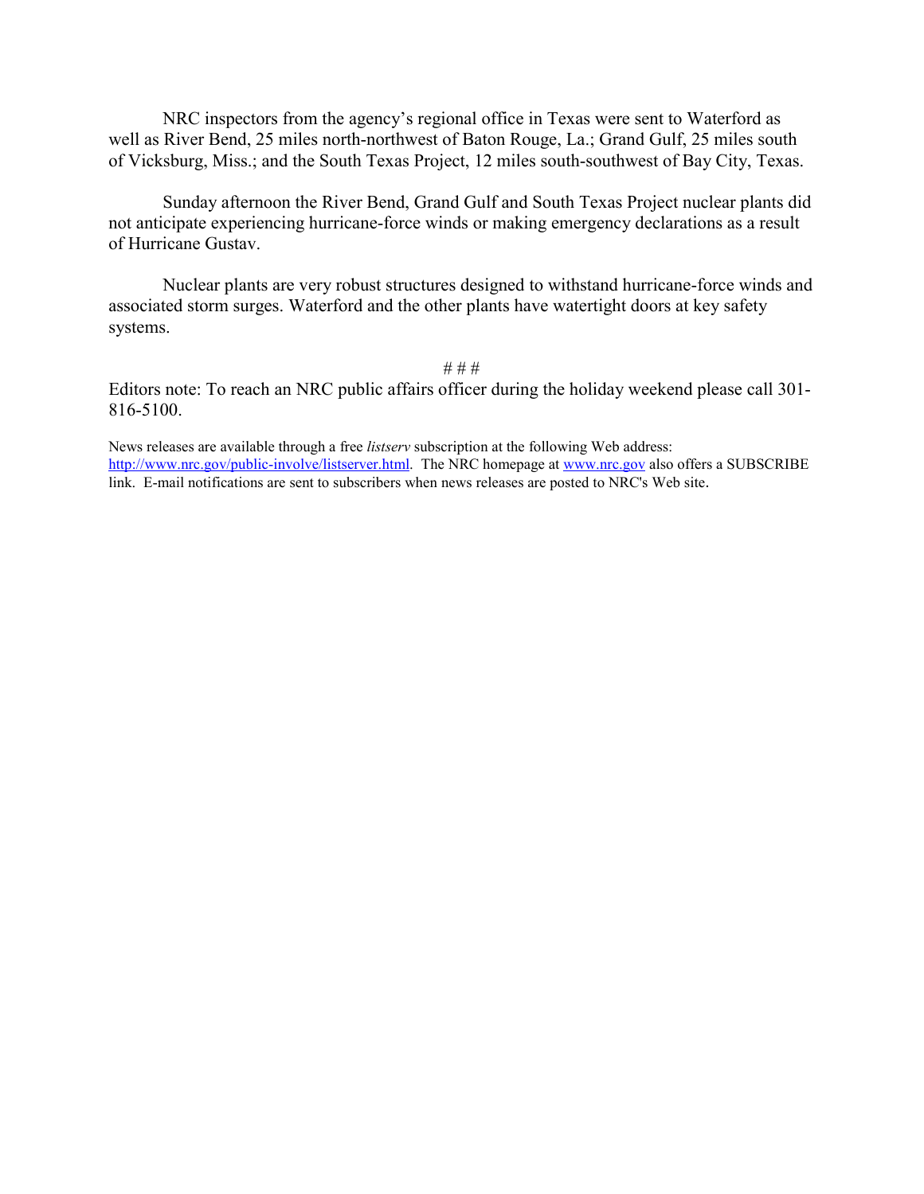NRC inspectors from the agency's regional office in Texas were sent to Waterford as well as River Bend, 25 miles north-northwest of Baton Rouge, La.; Grand Gulf, 25 miles south of Vicksburg, Miss.; and the South Texas Project, 12 miles south-southwest of Bay City, Texas.

Sunday afternoon the River Bend, Grand Gulf and South Texas Project nuclear plants did not anticipate experiencing hurricane-force winds or making emergency declarations as a result of Hurricane Gustav.

Nuclear plants are very robust structures designed to withstand hurricane-force winds and associated storm surges. Waterford and the other plants have watertight doors at key safety systems.

# # #

Editors note: To reach an NRC public affairs officer during the holiday weekend please call 301-816-5100.

News releases are available through a free *listserv* subscription at the following Web address: http://www.nrc.gov/public-involve/listserver.html. The NRC homepage at www.nrc.gov also offers a SUBSCRIBE link. E-mail notifications are sent to subscribers when news releases are posted to NRC's Web site.